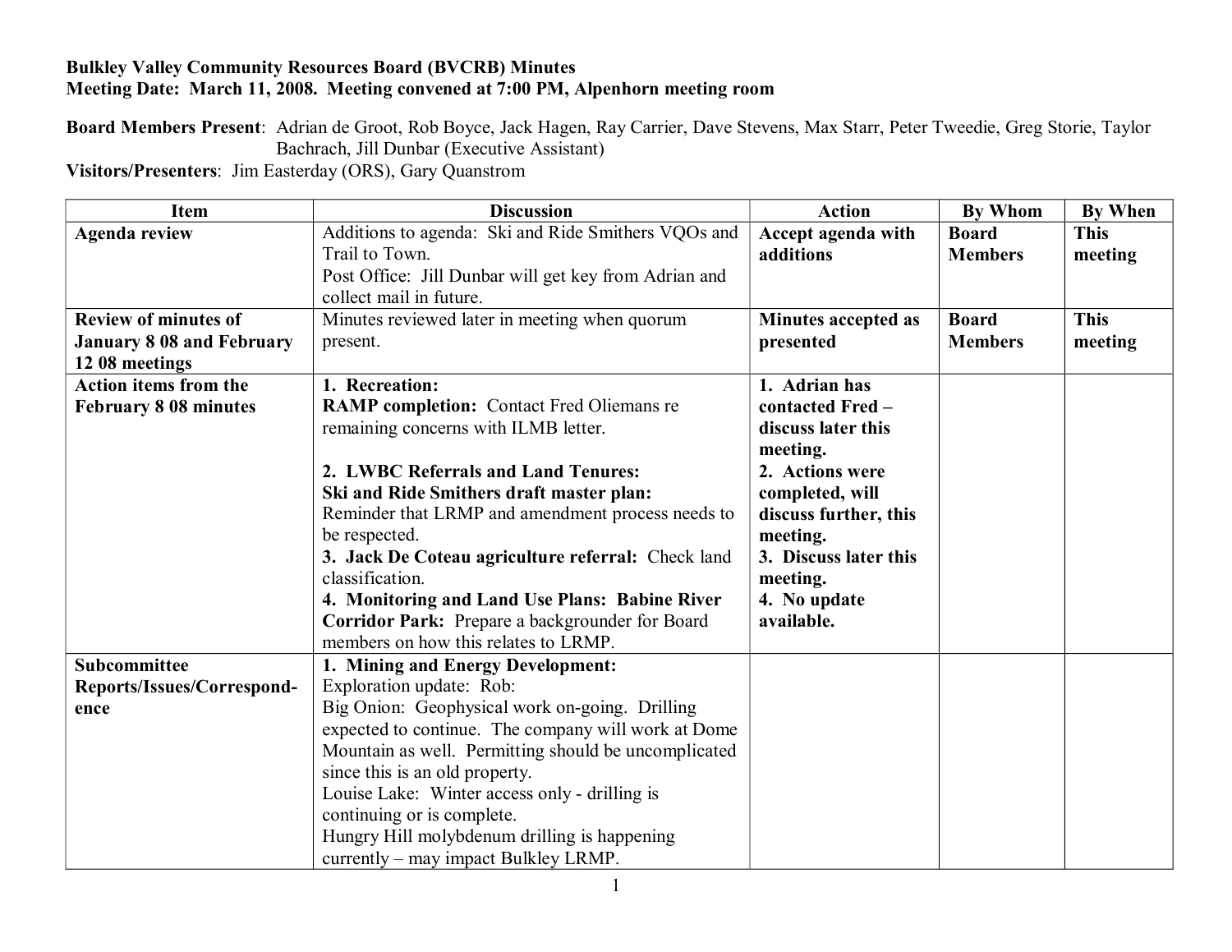**Bulkley Valley Community Resources Board (BVCRB) Minutes**
**Meeting Date: March 11, 2008. Meeting convened at 7:00 PM, Alpenhorn meeting room**

**Board Members Present**: Adrian de Groot, Rob Boyce, Jack Hagen, Ray Carrier, Dave Stevens, Max Starr, Peter Tweedie, Greg Storie, Taylor Bachrach, Jill Dunbar (Executive Assistant)
**Visitors/Presenters**: Jim Easterday (ORS), Gary Quanstrom

| Item | Discussion | Action | By Whom | By When |
|---|---|---|---|---|
| **Agenda review** | Additions to agenda: Ski and Ride Smithers VQOs and Trail to Town.<br>Post Office: Jill Dunbar will get key from Adrian and collect mail in future. | **Accept agenda with additions** | **Board Members** | **This meeting** |
| **Review of minutes of January 8 08 and February 12 08 meetings** | Minutes reviewed later in meeting when quorum present. | **Minutes accepted as presented** | **Board Members** | **This meeting** |
| **Action items from the February 8 08 minutes** | **1. Recreation:**<br>**RAMP completion:** Contact Fred Oliemans re remaining concerns with ILMB letter.<br><br>**2. LWBC Referrals and Land Tenures:**<br>**Ski and Ride Smithers draft master plan:** Reminder that LRMP and amendment process needs to be respected.<br>**3. Jack De Coteau agriculture referral:** Check land classification.<br>**4. Monitoring and Land Use Plans: Babine River Corridor Park:** Prepare a backgrounder for Board members on how this relates to LRMP. | **1. Adrian has contacted Fred – discuss later this meeting.**<br>**2. Actions were completed, will discuss further, this meeting.**<br>**3. Discuss later this meeting.**<br>**4. No update available.** | | |
| **Subcommittee Reports/Issues/Correspondence** | **1. Mining and Energy Development:**<br>Exploration update: Rob:<br>Big Onion: Geophysical work on-going. Drilling expected to continue. The company will work at Dome Mountain as well. Permitting should be uncomplicated since this is an old property.<br>Louise Lake: Winter access only - drilling is continuing or is complete.<br>Hungry Hill molybdenum drilling is happening currently – may impact Bulkley LRMP. | | | |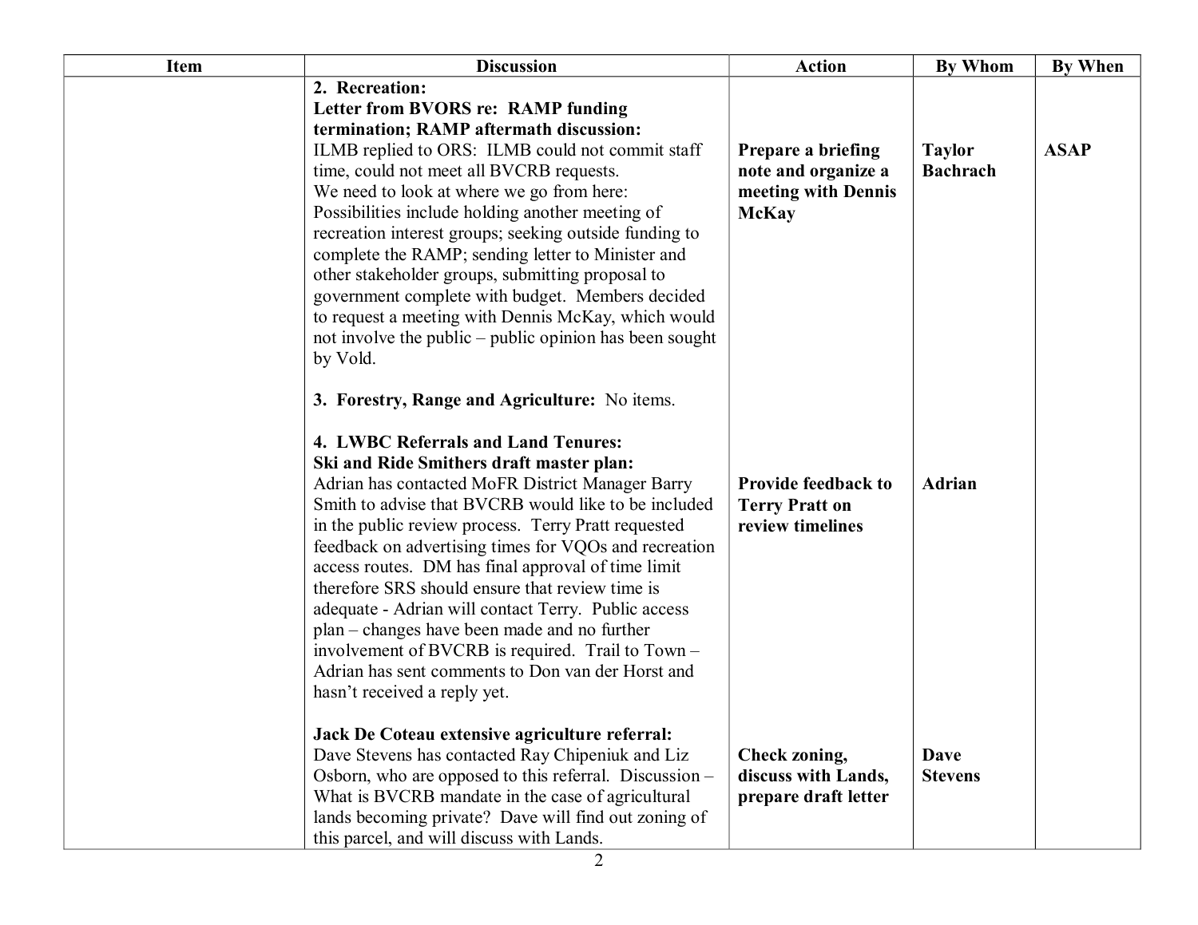| Item | Discussion | Action | By Whom | By When |
|---|---|---|---|---|
| | **2. Recreation:**<br>**Letter from BVORS re: RAMP funding termination; RAMP aftermath discussion:**<br>ILMB replied to ORS: ILMB could not commit staff time, could not meet all BVCRB requests.<br>We need to look at where we go from here: Possibilities include holding another meeting of recreation interest groups; seeking outside funding to complete the RAMP; sending letter to Minister and other stakeholder groups, submitting proposal to government complete with budget. Members decided to request a meeting with Dennis McKay, which would not involve the public – public opinion has been sought by Vold. | **Prepare a briefing note and organize a meeting with Dennis McKay** | **Taylor Bachrach** | **ASAP** |
| | **3. Forestry, Range and Agriculture:** No items. | | | |
| | **4. LWBC Referrals and Land Tenures:**<br>**Ski and Ride Smithers draft master plan:**<br>Adrian has contacted MoFR District Manager Barry Smith to advise that BVCRB would like to be included in the public review process. Terry Pratt requested feedback on advertising times for VQOs and recreation access routes. DM has final approval of time limit therefore SRS should ensure that review time is adequate - Adrian will contact Terry. Public access plan – changes have been made and no further involvement of BVCRB is required. Trail to Town – Adrian has sent comments to Don van der Horst and hasn't received a reply yet. | **Provide feedback to Terry Pratt on review timelines** | **Adrian** | |
| | **Jack De Coteau extensive agriculture referral:**<br>Dave Stevens has contacted Ray Chipeniuk and Liz Osborn, who are opposed to this referral. Discussion – What is BVCRB mandate in the case of agricultural lands becoming private? Dave will find out zoning of this parcel, and will discuss with Lands. | **Check zoning, discuss with Lands, prepare draft letter** | **Dave Stevens** | |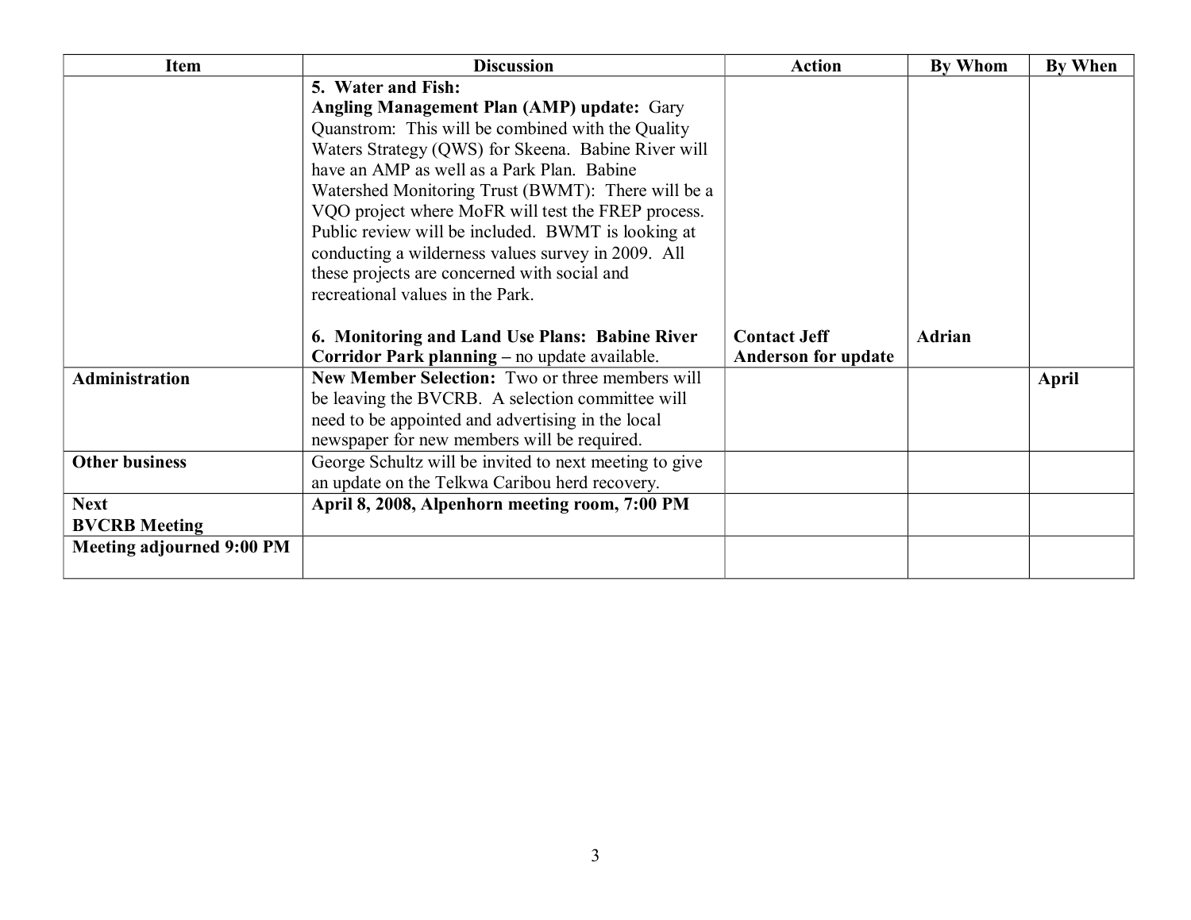| Item | Discussion | Action | By Whom | By When |
|---|---|---|---|---|
| | **5. Water and Fish:** **Angling Management Plan (AMP) update:** Gary Quanstrom: This will be combined with the Quality Waters Strategy (QWS) for Skeena. Babine River will have an AMP as well as a Park Plan. Babine Watershed Monitoring Trust (BWMT): There will be a VQO project where MoFR will test the FREP process. Public review will be included. BWMT is looking at conducting a wilderness values survey in 2009. All these projects are concerned with social and recreational values in the Park.<br><br>**6. Monitoring and Land Use Plans: Babine River Corridor Park planning –** no update available. | **Contact Jeff Anderson for update** | **Adrian** | |
| **Administration** | **New Member Selection:** Two or three members will be leaving the BVCRB. A selection committee will need to be appointed and advertising in the local newspaper for new members will be required. | | | **April** |
| **Other business** | George Schultz will be invited to next meeting to give an update on the Telkwa Caribou herd recovery. | | | |
| **Next BVCRB Meeting** | **April 8, 2008, Alpenhorn meeting room, 7:00 PM** | | | |
| **Meeting adjourned 9:00 PM** | | | | |